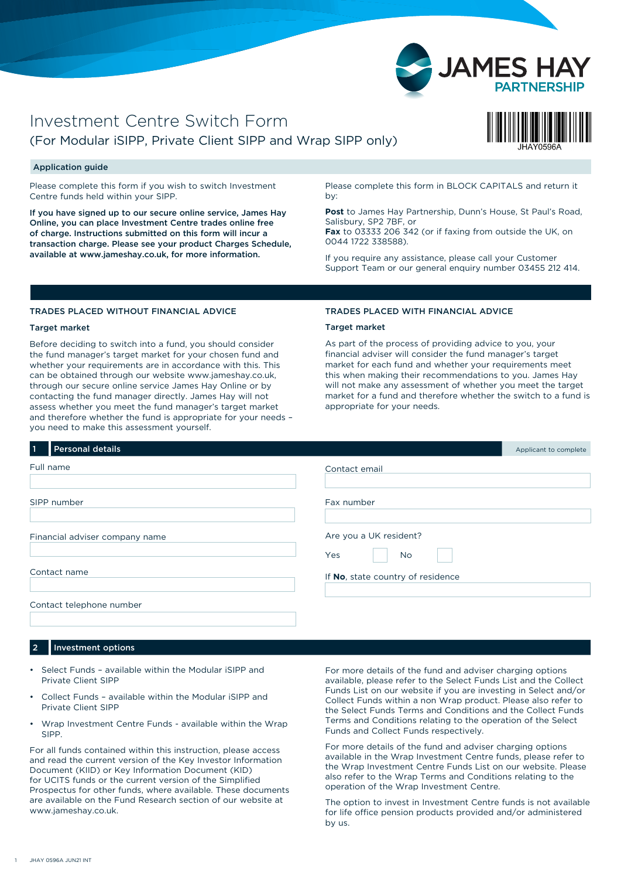# Investment Centre Switch Form

## (For Modular iSIPP, Private Client SIPP and Wrap SIPP only)

JHAY0596A

### Application guide

Please complete this form if you wish to switch Investment Centre funds held within your SIPP.

**If you have signed up to our secure online service, James Hay Online, you can place Investment Centre trades online free of charge. Instructions submitted on this form will incur a transaction charge. Please see your product Charges Schedule, available at www.jameshay.co.uk, for more information.**

Please complete this form in BLOCK CAPITALS and return it by:

**Post** to James Hay Partnership, Dunn's House, St Paul's Road, Salisbury, SP2 7BF, or
**Fax** to 03333 206 342 (or if faxing from outside the UK, on 0044 1722 338588).

If you require any assistance, please call your Customer Support Team or our general enquiry number 03455 212 414.

### TRADES PLACED WITHOUT FINANCIAL ADVICE

**Target market**

Before deciding to switch into a fund, you should consider the fund manager's target market for your chosen fund and whether your requirements are in accordance with this. This can be obtained through our website www.jameshay.co.uk, through our secure online service James Hay Online or by contacting the fund manager directly. James Hay will not assess whether you meet the fund manager's target market and therefore whether the fund is appropriate for your needs – you need to make this assessment yourself.

### TRADES PLACED WITH FINANCIAL ADVICE

**Target market**

As part of the process of providing advice to you, your financial adviser will consider the fund manager's target market for each fund and whether your requirements meet this when making their recommendations to you. James Hay will not make any assessment of whether you meet the target market for a fund and therefore whether the switch to a fund is appropriate for your needs.

## 1 Personal details

Applicant to complete

Full name

SIPP number

Financial adviser company name

Contact name

Contact telephone number

Contact email

Fax number

Are you a UK resident?

Yes ☐ No ☐

If **No**, state country of residence

## 2 Investment options

- Select Funds – available within the Modular iSIPP and Private Client SIPP
- Collect Funds – available within the Modular iSIPP and Private Client SIPP
- Wrap Investment Centre Funds - available within the Wrap SIPP.

For all funds contained within this instruction, please access and read the current version of the Key Investor Information Document (KIID) or Key Information Document (KID) for UCITS funds or the current version of the Simplified Prospectus for other funds, where available. These documents are available on the Fund Research section of our website at www.jameshay.co.uk.

For more details of the fund and adviser charging options available, please refer to the Select Funds List and the Collect Funds List on our website if you are investing in Select and/or Collect Funds within a non Wrap product. Please also refer to the Select Funds Terms and Conditions and the Collect Funds Terms and Conditions relating to the operation of the Select Funds and Collect Funds respectively.

For more details of the fund and adviser charging options available in the Wrap Investment Centre funds, please refer to the Wrap Investment Centre Funds List on our website. Please also refer to the Wrap Terms and Conditions relating to the operation of the Wrap Investment Centre.

The option to invest in Investment Centre funds is not available for life office pension products provided and/or administered by us.

JHAY 0596A JUN21 INT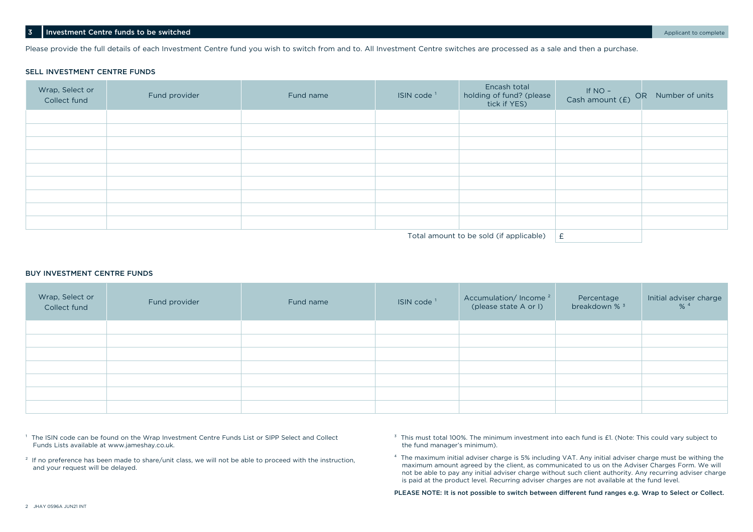## 3 Investment Centre funds to be switched

Applicant to complete

Please provide the full details of each Investment Centre fund you wish to switch from and to. All Investment Centre switches are processed as a sale and then a purchase.

### SELL INVESTMENT CENTRE FUNDS

| Wrap, Select or Collect fund | Fund provider | Fund name | ISIN code [1] | Encash total holding of fund? (please tick if YES) | If NO – Cash amount (£) OR | Number of units |
|---|---|---|---|---|---|---|
| | | | | | | |
| | | | | | | |
| | | | | | | |
| | | | | | | |
| | | | | | | |
| | | | | | | |
| | | | | | | |
| | | | | | | |
| | | | | | | |
| | | | | Total amount to be sold (if applicable) | £ | |

### BUY INVESTMENT CENTRE FUNDS

| Wrap, Select or Collect fund | Fund provider | Fund name | ISIN code [1] | Accumulation/ Income [2] (please state A or I) | Percentage breakdown % [3] | Initial adviser charge % [4] |
|---|---|---|---|---|---|---|
| | | | | | | |
| | | | | | | |
| | | | | | | |
| | | | | | | |
| | | | | | | |
| | | | | | | |
| | | | | | | |

[1] The ISIN code can be found on the Wrap Investment Centre Funds List or SIPP Select and Collect Funds Lists available at www.jameshay.co.uk.

[2] If no preference has been made to share/unit class, we will not be able to proceed with the instruction, and your request will be delayed.

[3] This must total 100%. The minimum investment into each fund is £1. (Note: This could vary subject to the fund manager's minimum).

[4] The maximum initial adviser charge is 5% including VAT. Any initial adviser charge must be withing the maximum amount agreed by the client, as communicated to us on the Adviser Charges Form. We will not be able to pay any initial adviser charge without such client authority. Any recurring adviser charge is paid at the product level. Recurring adviser charges are not available at the fund level.

**PLEASE NOTE: It is not possible to switch between different fund ranges e.g. Wrap to Select or Collect.**

JHAY 0596A JUN21 INT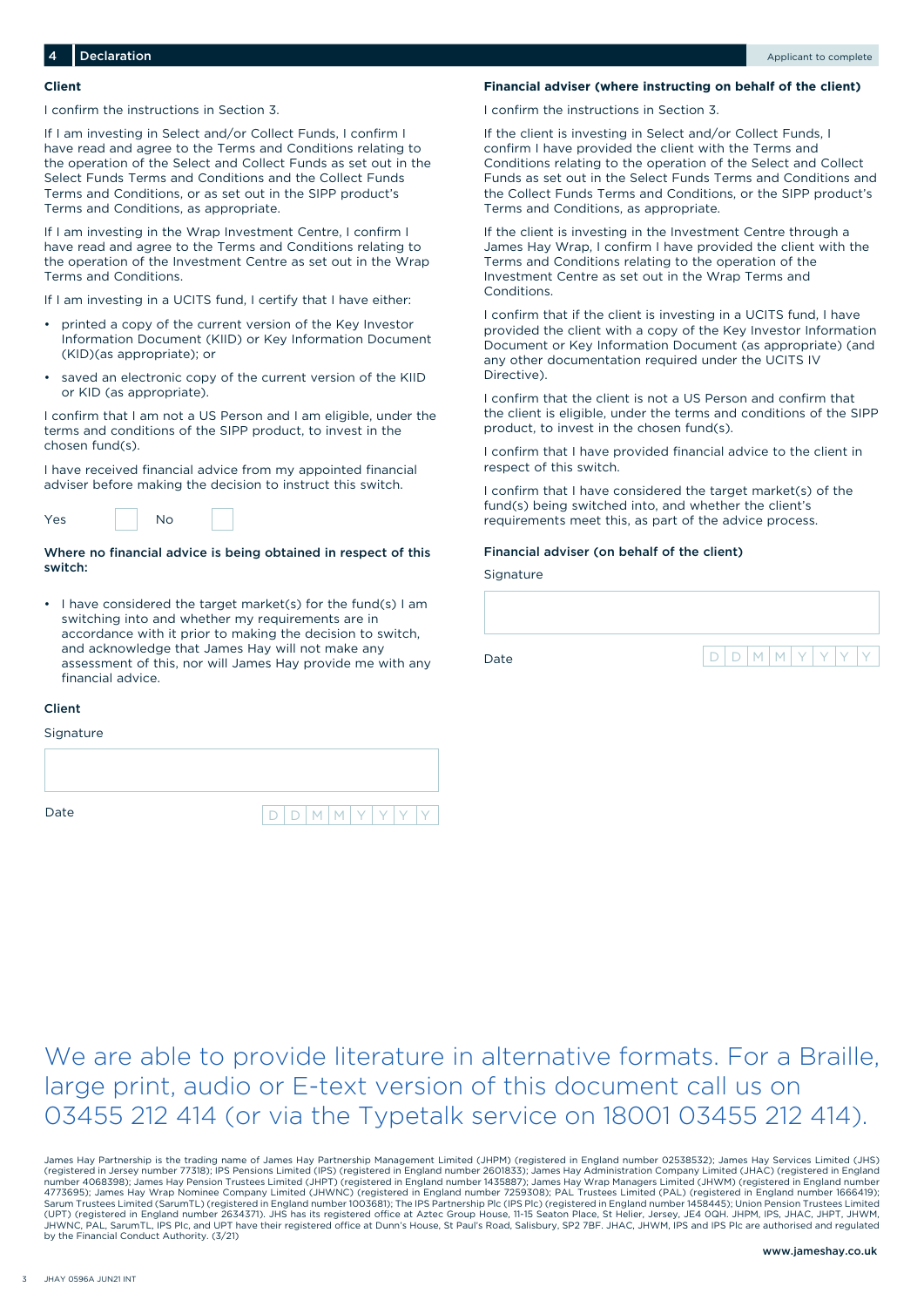## 4 Declaration

Applicant to complete

### Client

I confirm the instructions in Section 3.

If I am investing in Select and/or Collect Funds, I confirm I have read and agree to the Terms and Conditions relating to the operation of the Select and Collect Funds as set out in the Select Funds Terms and Conditions and the Collect Funds Terms and Conditions, or as set out in the SIPP product's Terms and Conditions, as appropriate.

If I am investing in the Wrap Investment Centre, I confirm I have read and agree to the Terms and Conditions relating to the operation of the Investment Centre as set out in the Wrap Terms and Conditions.

If I am investing in a UCITS fund, I certify that I have either:

- printed a copy of the current version of the Key Investor Information Document (KIID) or Key Information Document (KID)(as appropriate); or
- saved an electronic copy of the current version of the KIID or KID (as appropriate).

I confirm that I am not a US Person and I am eligible, under the terms and conditions of the SIPP product, to invest in the chosen fund(s).

I have received financial advice from my appointed financial adviser before making the decision to instruct this switch.

Yes ☐ No ☐

**Where no financial advice is being obtained in respect of this switch:**

- I have considered the target market(s) for the fund(s) I am switching into and whether my requirements are in accordance with it prior to making the decision to switch, and acknowledge that James Hay will not make any assessment of this, nor will James Hay provide me with any financial advice.

**Client**

Signature

Date D D M M Y Y Y Y

### Financial adviser (where instructing on behalf of the client)

I confirm the instructions in Section 3.

If the client is investing in Select and/or Collect Funds, I confirm I have provided the client with the Terms and Conditions relating to the operation of the Select and Collect Funds as set out in the Select Funds Terms and Conditions and the Collect Funds Terms and Conditions, or the SIPP product's Terms and Conditions, as appropriate.

If the client is investing in the Investment Centre through a James Hay Wrap, I confirm I have provided the client with the Terms and Conditions relating to the operation of the Investment Centre as set out in the Wrap Terms and Conditions.

I confirm that if the client is investing in a UCITS fund, I have provided the client with a copy of the Key Investor Information Document or Key Information Document (as appropriate) (and any other documentation required under the UCITS IV Directive).

I confirm that the client is not a US Person and confirm that the client is eligible, under the terms and conditions of the SIPP product, to invest in the chosen fund(s).

I confirm that I have provided financial advice to the client in respect of this switch.

I confirm that I have considered the target market(s) of the fund(s) being switched into, and whether the client's requirements meet this, as part of the advice process.

**Financial adviser (on behalf of the client)**

Signature

Date D D M M Y Y Y Y

We are able to provide literature in alternative formats. For a Braille, large print, audio or E-text version of this document call us on 03455 212 414 (or via the Typetalk service on 18001 03455 212 414).

James Hay Partnership is the trading name of James Hay Partnership Management Limited (JHPM) (registered in England number 02538532); James Hay Services Limited (JHS) (registered in Jersey number 77318); IPS Pensions Limited (IPS) (registered in England number 2601833); James Hay Administration Company Limited (JHAC) (registered in England number 4068398); James Hay Pension Trustees Limited (JHPT) (registered in England number 1435887); James Hay Wrap Managers Limited (JHWM) (registered in England number 4773695); James Hay Wrap Nominee Company Limited (JHWNC) (registered in England number 7259308); PAL Trustees Limited (PAL) (registered in England number 1666419); Sarum Trustees Limited (SarumTL) (registered in England number 1003681); The IPS Partnership Plc (IPS Plc) (registered in England number 1458445); Union Pension Trustees Limited (UPT) (registered in England number 2634371). JHS has its registered office at Aztec Group House, 11-15 Seaton Place, St Helier, Jersey, JE4 0QH. JHPM, IPS, JHAC, JHPT, JHWM, JHWNC, PAL, SarumTL, IPS Plc, and UPT have their registered office at Dunn's House, St Paul's Road, Salisbury, SP2 7BF. JHAC, JHWM, IPS and IPS Plc are authorised and regulated by the Financial Conduct Authority. (3/21)

www.jameshay.co.uk

JHAY 0596A JUN21 INT